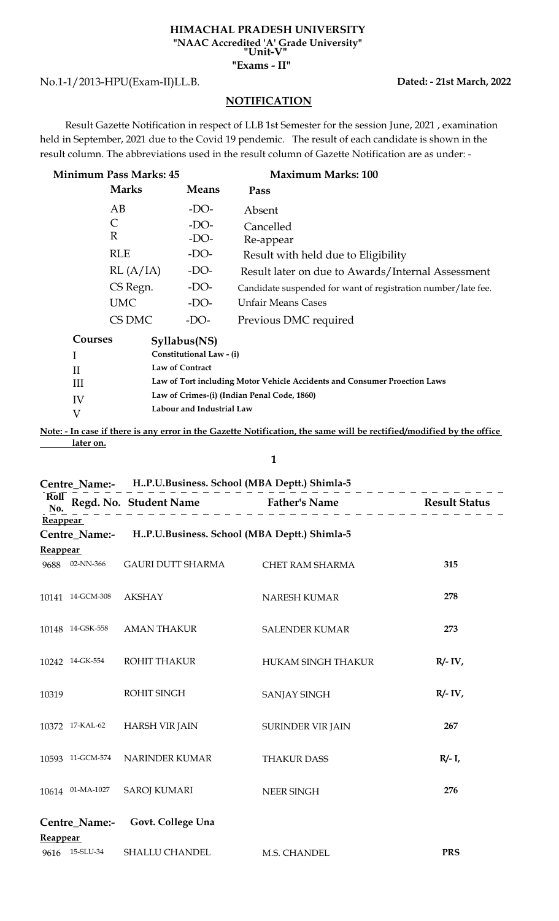**HIMACHAL PRADESH UNIVERSITY**
**"NAAC Accredited 'A' Grade University"**
**"Unit-V"**
**"Exams - II"**

No.1-1/2013-HPU(Exam-II)LL.B. **Dated: - 21st March, 2022**

## NOTIFICATION

Result Gazette Notification in respect of LLB 1st Semester for the session June, 2021 , examination held in September, 2021 due to the Covid 19 pendemic. The result of each candidate is shown in the result column. The abbreviations used in the result column of Gazette Notification are as under: -

**Minimum Pass Marks: 45** **Maximum Marks: 100**

| Marks | Means | Pass |
|---|---|---|
| AB | -DO- | Absent |
| C | -DO- | Cancelled |
| R | -DO- | Re-appear |
| RLE | -DO- | Result with held due to Eligibility |
| RL (A/IA) | -DO- | Result later on due to Awards/Internal Assessment |
| CS Regn. | -DO- | Candidate suspended for want of registration number/late fee. |
| UMC | -DO- | Unfair Means Cases |
| CS DMC | -DO- | Previous DMC required |

| Courses | Syllabus(NS) |
|---|---|
| I | Constitutional Law - (i) |
| II | Law of Contract |
| III | Law of Tort including Motor Vehicle Accidents and Consumer Proection Laws |
| IV | Law of Crimes-(i) (Indian Penal Code, 1860) |
| V | Labour and Industrial Law |

**Note: - In case if there is any error in the Gazette Notification, the same will be rectified/modified by the office later on.**

**Centre_Name:- H..P.U.Business. School (MBA Deptt.) Shimla-5**

**Reappear**

**Centre_Name:- H..P.U.Business. School (MBA Deptt.) Shimla-5**

**Reappear**

| Roll No. | Regd. No. | Student Name | Father's Name | Result Status |
|---|---|---|---|---|
| 9688 | 02-NN-366 | GAURI DUTT SHARMA | CHET RAM SHARMA | 315 |
| 10141 | 14-GCM-308 | AKSHAY | NARESH KUMAR | 278 |
| 10148 | 14-GSK-558 | AMAN THAKUR | SALENDER KUMAR | 273 |
| 10242 | 14-GK-554 | ROHIT THAKUR | HUKAM SINGH THAKUR | R/- IV, |
| 10319 | | ROHIT SINGH | SANJAY SINGH | R/- IV, |
| 10372 | 17-KAL-62 | HARSH VIR JAIN | SURINDER VIR JAIN | 267 |
| 10593 | 11-GCM-574 | NARINDER KUMAR | THAKUR DASS | R/- I, |
| 10614 | 01-MA-1027 | SAROJ KUMARI | NEER SINGH | 276 |

**Centre_Name:- Govt. College Una**

**Reappear**

| Roll No. | Regd. No. | Student Name | Father's Name | Result Status |
|---|---|---|---|---|
| 9616 | 15-SLU-34 | SHALLU CHANDEL | M.S. CHANDEL | PRS |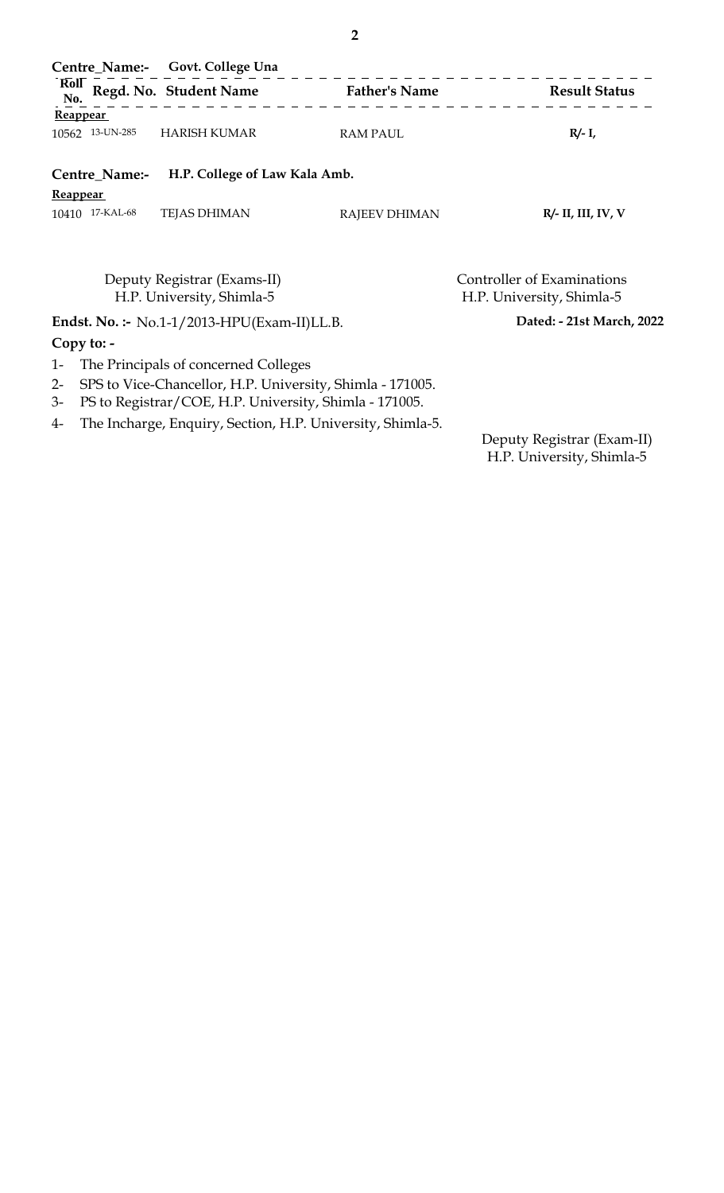**Centre_Name:- Govt. College Una**

| Roll No. | Regd. No. | Student Name | Father's Name | Result Status |
|---|---|---|---|---|
| **Reappear** | | | | |
| 10562 | 13-UN-285 | HARISH KUMAR | RAM PAUL | **R/- I,** |

**Centre_Name:- H.P. College of Law Kala Amb.**

| Roll No. | Regd. No. | Student Name | Father's Name | Result Status |
|---|---|---|---|---|
| **Reappear** | | | | |
| 10410 | 17-KAL-68 | TEJAS DHIMAN | RAJEEV DHIMAN | **R/- II, III, IV, V** |

Deputy Registrar (Exams-II)
H.P. University, Shimla-5

Controller of Examinations
H.P. University, Shimla-5

**Endst. No. :-** No.1-1/2013-HPU(Exam-II)LL.B. **Dated: - 21st March, 2022**

**Copy to: -**

1- The Principals of concerned Colleges
2- SPS to Vice-Chancellor, H.P. University, Shimla - 171005.
3- PS to Registrar/COE, H.P. University, Shimla - 171005.
4- The Incharge, Enquiry, Section, H.P. University, Shimla-5.

Deputy Registrar (Exam-II)
H.P. University, Shimla-5